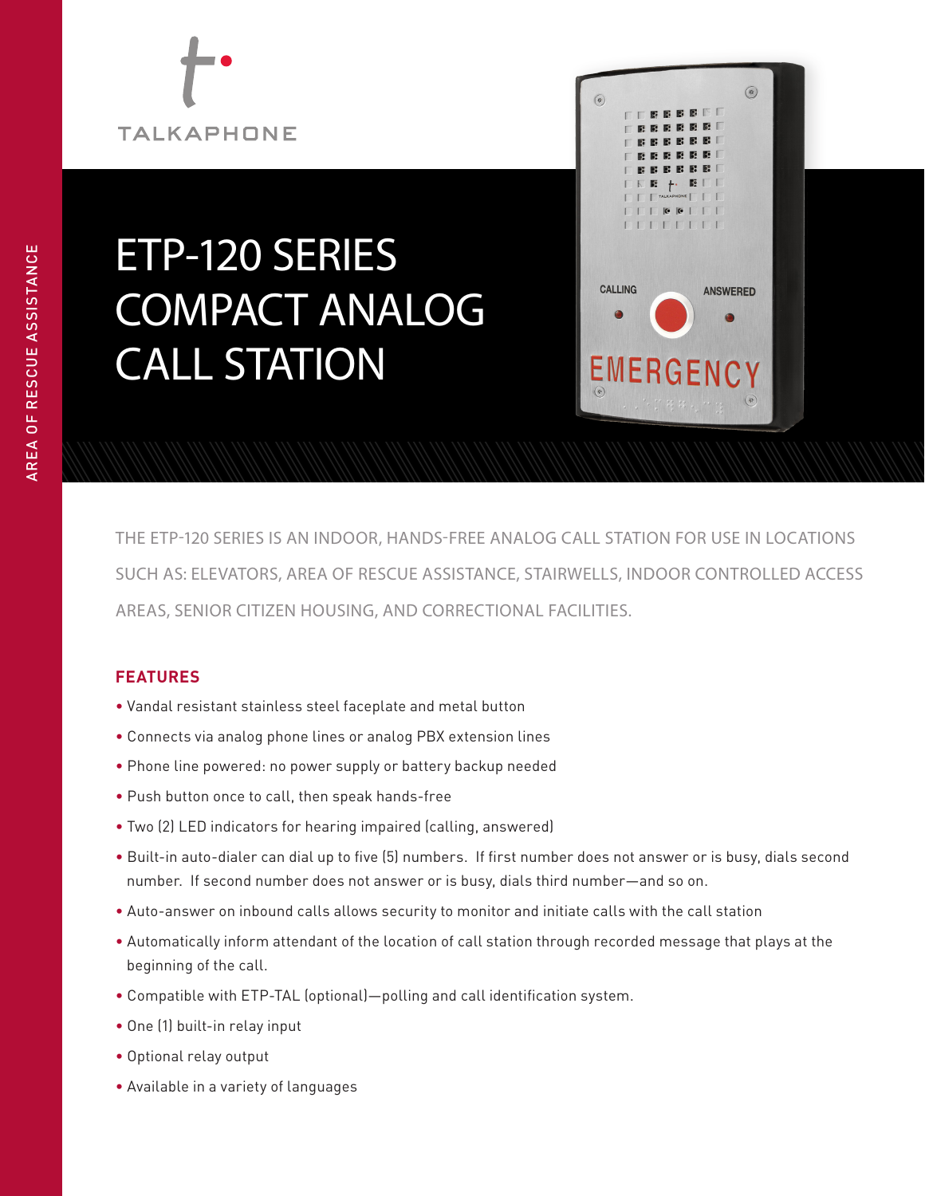TALKAPHONE

AREA OF RESCUE ASSISTANCE

# ETP-120 SERIES COMPACT ANALOG CALL STATION

THE ETP-120 SERIES IS AN INDOOR, HANDS-FREE ANALOG CALL STATION FOR USE IN LOCATIONS SUCH AS: ELEVATORS, AREA OF RESCUE ASSISTANCE, STAIRWELLS, INDOOR CONTROLLED ACCESS AREAS, SENIOR CITIZEN HOUSING, AND CORRECTIONAL FACILITIES.

## FEATURES

- Vandal resistant stainless steel faceplate and metal button
- Connects via analog phone lines or analog PBX extension lines
- Phone line powered: no power supply or battery backup needed
- Push button once to call, then speak hands-free
- Two (2) LED indicators for hearing impaired (calling, answered)
- Built-in auto-dialer can dial up to five (5) numbers. If first number does not answer or is busy, dials second number. If second number does not answer or is busy, dials third number—and so on.
- Auto-answer on inbound calls allows security to monitor and initiate calls with the call station
- Automatically inform attendant of the location of call station through recorded message that plays at the beginning of the call.
- Compatible with ETP-TAL (optional)—polling and call identification system.
- One (1) built-in relay input
- Optional relay output
- Available in a variety of languages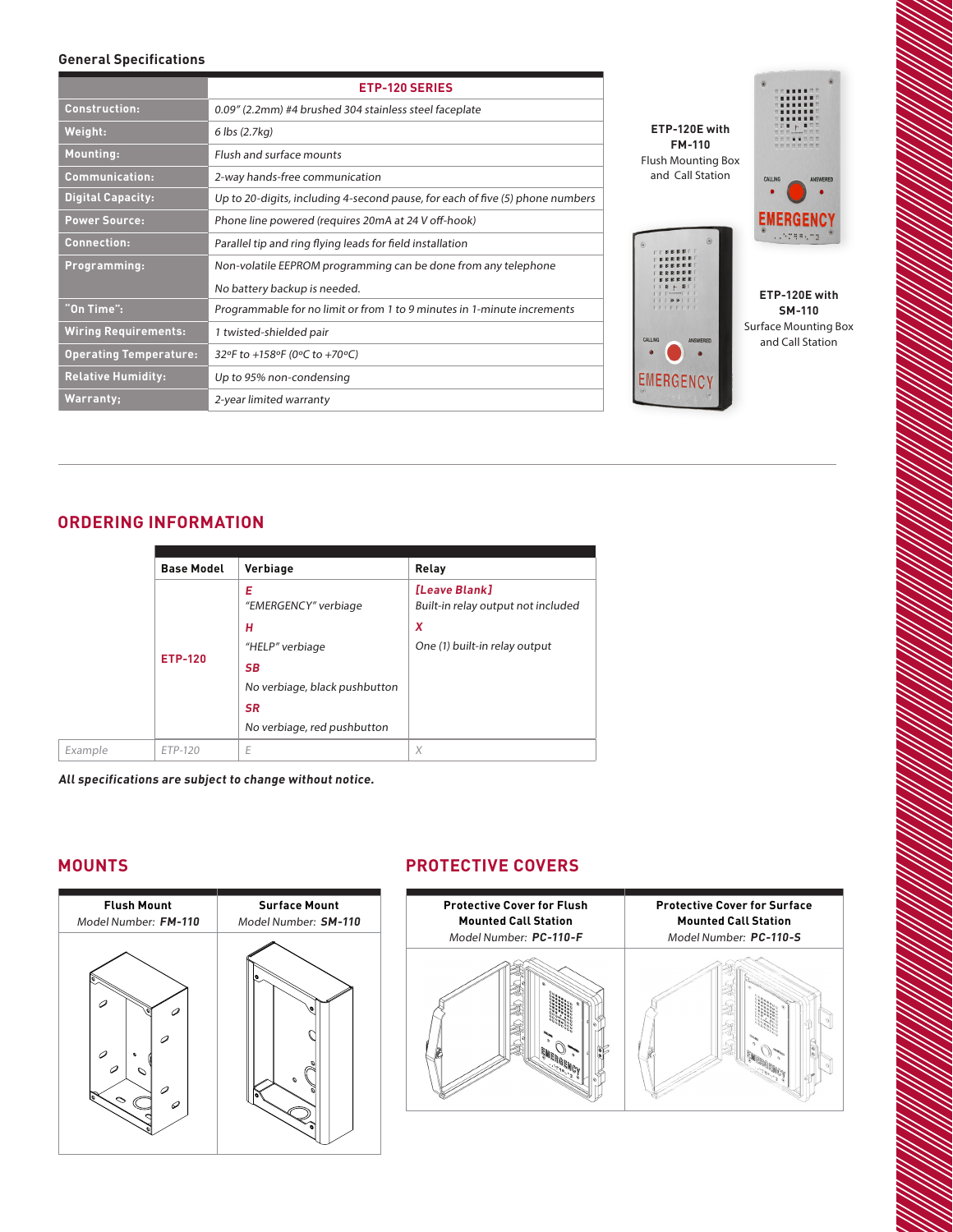## General Specifications

| | ETP-120 SERIES |
|---|---|
| Construction: | 0.09" (2.2mm) #4 brushed 304 stainless steel faceplate |
| Weight: | 6 lbs (2.7kg) |
| Mounting: | Flush and surface mounts |
| Communication: | 2-way hands-free communication |
| Digital Capacity: | Up to 20-digits, including 4-second pause, for each of five (5) phone numbers |
| Power Source: | Phone line powered (requires 20mA at 24 V off-hook) |
| Connection: | Parallel tip and ring flying leads for field installation |
| Programming: | Non-volatile EEPROM programming can be done from any telephone<br>No battery backup is needed. |
| "On Time": | Programmable for no limit or from 1 to 9 minutes in 1-minute increments |
| Wiring Requirements: | 1 twisted-shielded pair |
| Operating Temperature: | 32ºF to +158ºF (0ºC to +70ºC) |
| Relative Humidity: | Up to 95% non-condensing |
| Warranty; | 2-year limited warranty |

**ETP-120E with FM-110**
Flush Mounting Box and Call Station

**ETP-120E with SM-110**
Surface Mounting Box and Call Station

## ORDERING INFORMATION

| | Base Model | Verbiage | Relay |
|---|---|---|---|
| | ETP-120 | ***E*** "EMERGENCY" verbiage<br>***H*** "HELP" verbiage<br>***SB*** No verbiage, black pushbutton<br>***SR*** No verbiage, red pushbutton | ***[Leave Blank]*** Built-in relay output not included<br>***X*** One (1) built-in relay output |
| *Example* | *ETP-120* | *E* | *X* |

***All specifications are subject to change without notice.***

## MOUNTS

| Flush Mount<br>Model Number: ***FM-110*** | Surface Mount<br>Model Number: ***SM-110*** |
|---|---|

## PROTECTIVE COVERS

| Protective Cover for Flush Mounted Call Station<br>Model Number: ***PC-110-F*** | Protective Cover for Surface Mounted Call Station<br>Model Number: ***PC-110-S*** |
|---|---|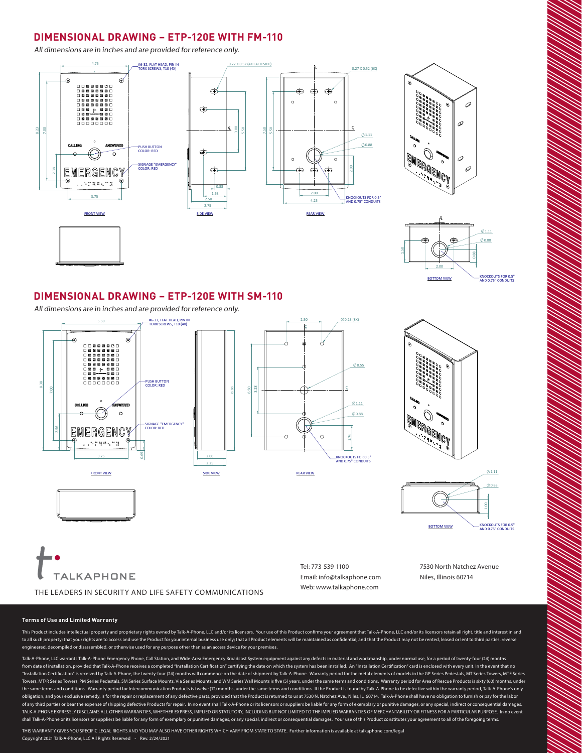## DIMENSIONAL DRAWING – ETP-120E WITH FM-110

*All dimensions are in inches and are provided for reference only.*

4.75

#6-32, FLAT HEAD, PIN IN TORX SCREWS, T10 (4X)

0.27 X 0.52 (4X EACH SIDE)

0.27 X 0.52 (6X)

8.23

7.00

2.38

3.75

PUSH BUTTON COLOR: RED

SIGNAGE "EMERGENCY" COLOR: RED

3.00

5.50

0.88

1.63

2.50

2.75

7.50

5.50

∅1.11

∅0.88

2.00

2.00

4.25

KNOCKOUTS FOR 0.5" AND 0.75" CONDUITS

FRONT VIEW

SIDE VIEW

REAR VIEW

∅1.11

∅0.88

1.50

0.88

2.00

BOTTOM VIEW

KNOCKOUTS FOR 0.5" AND 0.75" CONDUITS

## DIMENSIONAL DRAWING – ETP-120E WITH SM-110

*All dimensions are in inches and are provided for reference only.*

5.50

#6-32, FLAT HEAD, PIN IN TORX SCREWS, T10 (4X)

2.50

∅0.23 (8X)

8.38

7.00

2.56

3.75

0.69

PUSH BUTTON COLOR: RED

SIGNAGE "EMERGENCY" COLOR: RED

8.38

2.00

2.25

6.50

3.28

∅0.55

∅1.11

∅0.88

1.74

KNOCKOUTS FOR 0.5" AND 0.75" CONDUITS

FRONT VIEW

SIDE VIEW

REAR VIEW

∅1.11

∅0.88

1.00

BOTTOM VIEW

KNOCKOUTS FOR 0.5" AND 0.75" CONDUITS

TALKAPHONE

THE LEADERS IN SECURITY AND LIFE SAFETY COMMUNICATIONS

Tel: 773-539-1100
Email: info@talkaphone.com
Web: www.talkaphone.com

7530 North Natchez Avenue
Niles, Illinois 60714

**Terms of Use and Limited Warranty**

This Product includes intellectual property and proprietary rights owned by Talk-A-Phone, LLC and/or its licensors. Your use of this Product confirms your agreement that Talk-A-Phone, LLC and/or its licensors retain all right, title and interest in and to all such property; that your rights are to access and use the Product for your internal business use only; that all Product elements will be maintained as confidential; and that the Product may not be rented, leased or lent to third parties, reverse engineered, decompiled or disassembled, or otherwise used for any purpose other than as an access device for your premises.

Talk-A-Phone, LLC warrants Talk-A-Phone Emergency Phone, Call Station, and Wide-Area Emergency Broadcast System equipment against any defects in material and workmanship, under normal use, for a period of twenty-four (24) months from date of installation, provided that Talk-A-Phone receives a completed "Installation Certification" certifying the date on which the system has been installed. An "Installation Certification" card is enclosed with every unit. In the event that no "Installation Certification" is received by Talk-A-Phone, the twenty-four (24) months will commence on the date of shipment by Talk-A-Phone. Warranty period for the metal elements of models in the GP Series Pedestals, MT Series Towers, MTE Series Towers, MT/R Series Towers, PM Series Pedestals, SM Series Surface Mounts, Via Series Mounts, and WM Series Wall Mounts is five (5) years, under the same terms and conditions. Warranty period for Area of Rescue Products is sixty (60) months, under the same terms and conditions. Warranty period for Intercommunication Products is twelve (12) months, under the same terms and conditions. If the Product is found by Talk-A-Phone to be defective within the warranty period, Talk-A-Phone's only obligation, and your exclusive remedy, is for the repair or replacement of any defective parts, provided that the Product is returned to us at 7530 N. Natchez Ave., Niles, IL 60714. Talk-A-Phone shall have no obligation to furnish or pay for the labor of any third parties or bear the expense of shipping defective Products for repair. In no event shall Talk-A-Phone or its licensors or suppliers be liable for any form of exemplary or punitive damages, or any special, indirect or consequential damages. TALK-A-PHONE EXPRESSLY DISCLAIMS ALL OTHER WARRANTIES, WHETHER EXPRESS, IMPLIED OR STATUTORY, INCLUDING BUT NOT LIMITED TO THE IMPLIED WARRANTIES OF MERCHANTABILITY OR FITNESS FOR A PARTICULAR PURPOSE. In no event shall Talk-A-Phone or its licensors or suppliers be liable for any form of exemplary or punitive damages, or any special, indirect or consequential damages. Your use of this Product constitutes your agreement to all of the foregoing terms.

THIS WARRANTY GIVES YOU SPECIFIC LEGAL RIGHTS AND YOU MAY ALSO HAVE OTHER RIGHTS WHICH VARY FROM STATE TO STATE. Further information is available at talkaphone.com/legal

Copyright 2021 Talk-A-Phone, LLC All Rights Reserved - Rev. 2/24/2021